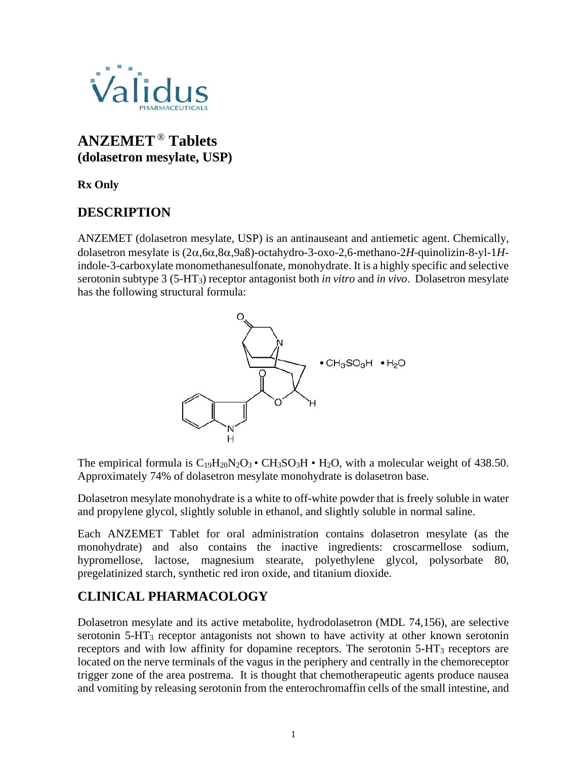# ANZEMET® Tablets
## (dolasetron mesylate, USP)

**Rx Only**

## DESCRIPTION

ANZEMET (dolasetron mesylate, USP) is an antinauseant and antiemetic agent. Chemically, dolasetron mesylate is (2α,6α,8α,9aß)-octahydro-3-oxo-2,6-methano-2*H*-quinolizin-8-yl-1*H*-indole-3-carboxylate monomethanesulfonate, monohydrate. It is a highly specific and selective serotonin subtype 3 (5-$HT_3$) receptor antagonist both *in vitro* and *in vivo*. Dolasetron mesylate has the following structural formula:

• $CH_3SO_3H$ • $H_2O$

The empirical formula is $C_{19}H_{20}N_2O_3$ • $CH_3SO_3H$ • $H_2O$, with a molecular weight of 438.50. Approximately 74% of dolasetron mesylate monohydrate is dolasetron base.

Dolasetron mesylate monohydrate is a white to off-white powder that is freely soluble in water and propylene glycol, slightly soluble in ethanol, and slightly soluble in normal saline.

Each ANZEMET Tablet for oral administration contains dolasetron mesylate (as the monohydrate) and also contains the inactive ingredients: croscarmellose sodium, hypromellose, lactose, magnesium stearate, polyethylene glycol, polysorbate 80, pregelatinized starch, synthetic red iron oxide, and titanium dioxide.

## CLINICAL PHARMACOLOGY

Dolasetron mesylate and its active metabolite, hydrodolasetron (MDL 74,156), are selective serotonin 5-$HT_3$ receptor antagonists not shown to have activity at other known serotonin receptors and with low affinity for dopamine receptors. The serotonin 5-$HT_3$ receptors are located on the nerve terminals of the vagus in the periphery and centrally in the chemoreceptor trigger zone of the area postrema. It is thought that chemotherapeutic agents produce nausea and vomiting by releasing serotonin from the enterochromaffin cells of the small intestine, and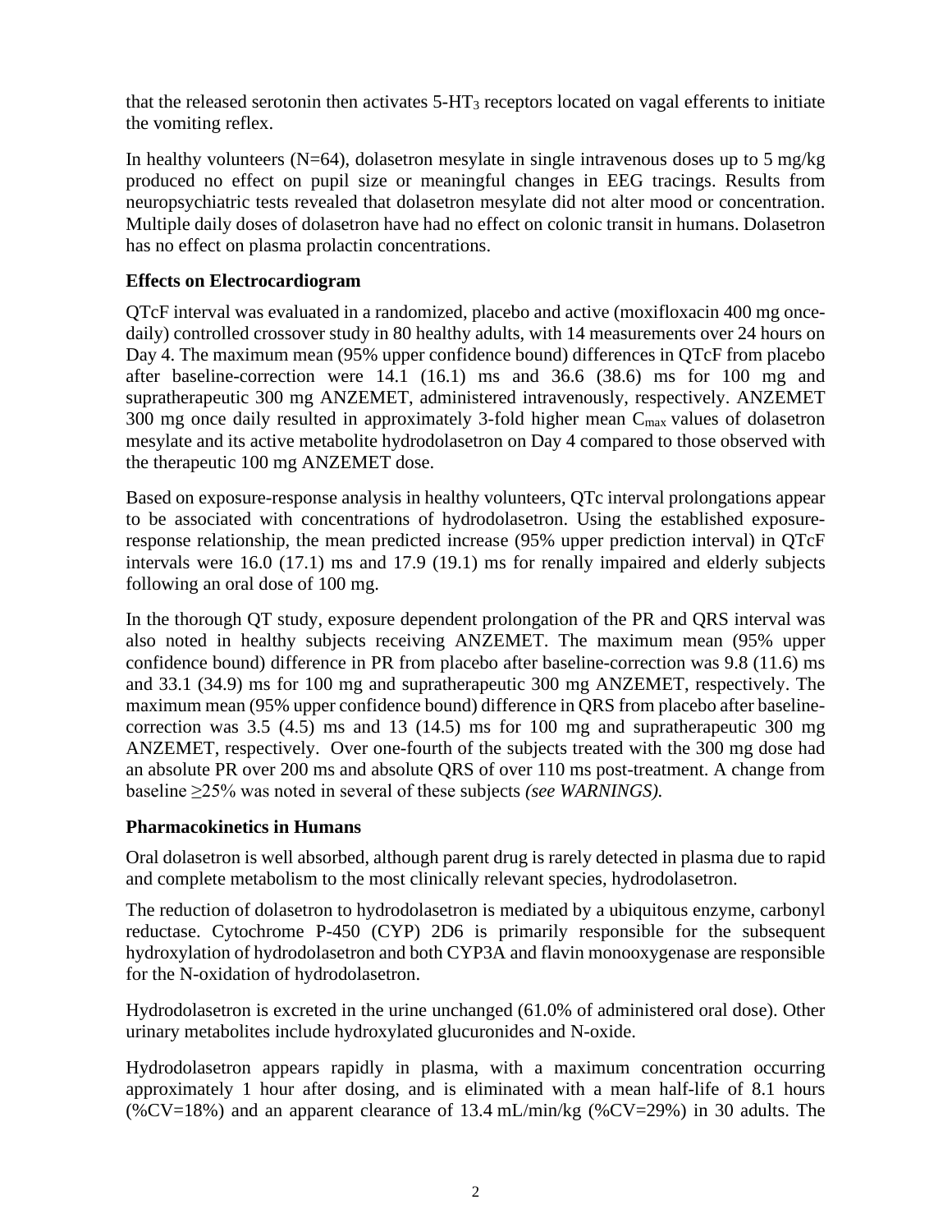that the released serotonin then activates 5-$HT_3$ receptors located on vagal efferents to initiate the vomiting reflex.

In healthy volunteers (N=64), dolasetron mesylate in single intravenous doses up to 5 mg/kg produced no effect on pupil size or meaningful changes in EEG tracings. Results from neuropsychiatric tests revealed that dolasetron mesylate did not alter mood or concentration. Multiple daily doses of dolasetron have had no effect on colonic transit in humans. Dolasetron has no effect on plasma prolactin concentrations.

**Effects on Electrocardiogram**

QTcF interval was evaluated in a randomized, placebo and active (moxifloxacin 400 mg once-daily) controlled crossover study in 80 healthy adults, with 14 measurements over 24 hours on Day 4. The maximum mean (95% upper confidence bound) differences in QTcF from placebo after baseline-correction were 14.1 (16.1) ms and 36.6 (38.6) ms for 100 mg and supratherapeutic 300 mg ANZEMET, administered intravenously, respectively. ANZEMET 300 mg once daily resulted in approximately 3-fold higher mean $C_{max}$ values of dolasetron mesylate and its active metabolite hydrodolasetron on Day 4 compared to those observed with the therapeutic 100 mg ANZEMET dose.

Based on exposure-response analysis in healthy volunteers, QTc interval prolongations appear to be associated with concentrations of hydrodolasetron. Using the established exposure-response relationship, the mean predicted increase (95% upper prediction interval) in QTcF intervals were 16.0 (17.1) ms and 17.9 (19.1) ms for renally impaired and elderly subjects following an oral dose of 100 mg.

In the thorough QT study, exposure dependent prolongation of the PR and QRS interval was also noted in healthy subjects receiving ANZEMET. The maximum mean (95% upper confidence bound) difference in PR from placebo after baseline-correction was 9.8 (11.6) ms and 33.1 (34.9) ms for 100 mg and supratherapeutic 300 mg ANZEMET, respectively. The maximum mean (95% upper confidence bound) difference in QRS from placebo after baseline-correction was 3.5 (4.5) ms and 13 (14.5) ms for 100 mg and supratherapeutic 300 mg ANZEMET, respectively. Over one-fourth of the subjects treated with the 300 mg dose had an absolute PR over 200 ms and absolute QRS of over 110 ms post-treatment. A change from baseline ≥25% was noted in several of these subjects *(see WARNINGS).*

**Pharmacokinetics in Humans**

Oral dolasetron is well absorbed, although parent drug is rarely detected in plasma due to rapid and complete metabolism to the most clinically relevant species, hydrodolasetron.

The reduction of dolasetron to hydrodolasetron is mediated by a ubiquitous enzyme, carbonyl reductase. Cytochrome P-450 (CYP) 2D6 is primarily responsible for the subsequent hydroxylation of hydrodolasetron and both CYP3A and flavin monooxygenase are responsible for the N-oxidation of hydrodolasetron.

Hydrodolasetron is excreted in the urine unchanged (61.0% of administered oral dose). Other urinary metabolites include hydroxylated glucuronides and N-oxide.

Hydrodolasetron appears rapidly in plasma, with a maximum concentration occurring approximately 1 hour after dosing, and is eliminated with a mean half-life of 8.1 hours (%CV=18%) and an apparent clearance of 13.4 mL/min/kg (%CV=29%) in 30 adults. The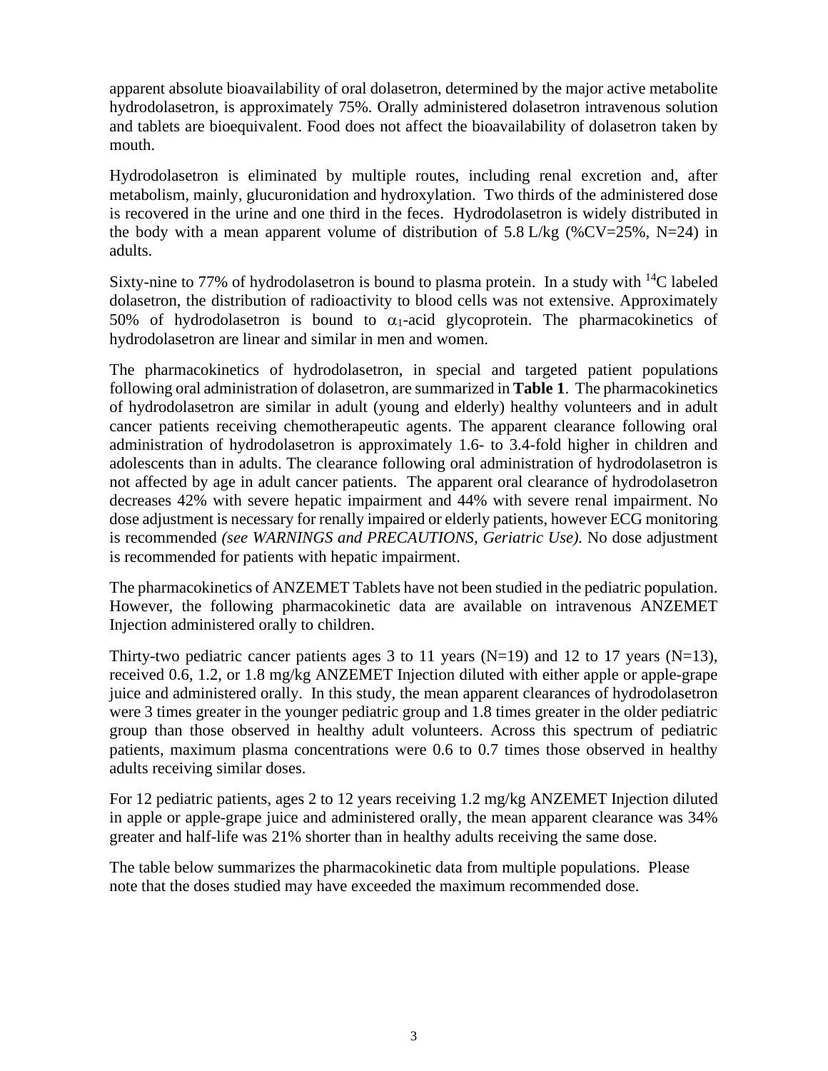apparent absolute bioavailability of oral dolasetron, determined by the major active metabolite hydrodolasetron, is approximately 75%. Orally administered dolasetron intravenous solution and tablets are bioequivalent. Food does not affect the bioavailability of dolasetron taken by mouth.

Hydrodolasetron is eliminated by multiple routes, including renal excretion and, after metabolism, mainly, glucuronidation and hydroxylation. Two thirds of the administered dose is recovered in the urine and one third in the feces. Hydrodolasetron is widely distributed in the body with a mean apparent volume of distribution of 5.8 L/kg (%CV=25%, N=24) in adults.

Sixty-nine to 77% of hydrodolasetron is bound to plasma protein. In a study with $^{14}C$ labeled dolasetron, the distribution of radioactivity to blood cells was not extensive. Approximately 50% of hydrodolasetron is bound to $\alpha_1$-acid glycoprotein. The pharmacokinetics of hydrodolasetron are linear and similar in men and women.

The pharmacokinetics of hydrodolasetron, in special and targeted patient populations following oral administration of dolasetron, are summarized in **Table 1**. The pharmacokinetics of hydrodolasetron are similar in adult (young and elderly) healthy volunteers and in adult cancer patients receiving chemotherapeutic agents. The apparent clearance following oral administration of hydrodolasetron is approximately 1.6- to 3.4-fold higher in children and adolescents than in adults. The clearance following oral administration of hydrodolasetron is not affected by age in adult cancer patients. The apparent oral clearance of hydrodolasetron decreases 42% with severe hepatic impairment and 44% with severe renal impairment. No dose adjustment is necessary for renally impaired or elderly patients, however ECG monitoring is recommended *(see WARNINGS and PRECAUTIONS, Geriatric Use).* No dose adjustment is recommended for patients with hepatic impairment.

The pharmacokinetics of ANZEMET Tablets have not been studied in the pediatric population. However, the following pharmacokinetic data are available on intravenous ANZEMET Injection administered orally to children.

Thirty-two pediatric cancer patients ages 3 to 11 years (N=19) and 12 to 17 years (N=13), received 0.6, 1.2, or 1.8 mg/kg ANZEMET Injection diluted with either apple or apple-grape juice and administered orally. In this study, the mean apparent clearances of hydrodolasetron were 3 times greater in the younger pediatric group and 1.8 times greater in the older pediatric group than those observed in healthy adult volunteers. Across this spectrum of pediatric patients, maximum plasma concentrations were 0.6 to 0.7 times those observed in healthy adults receiving similar doses.

For 12 pediatric patients, ages 2 to 12 years receiving 1.2 mg/kg ANZEMET Injection diluted in apple or apple-grape juice and administered orally, the mean apparent clearance was 34% greater and half-life was 21% shorter than in healthy adults receiving the same dose.

The table below summarizes the pharmacokinetic data from multiple populations. Please note that the doses studied may have exceeded the maximum recommended dose.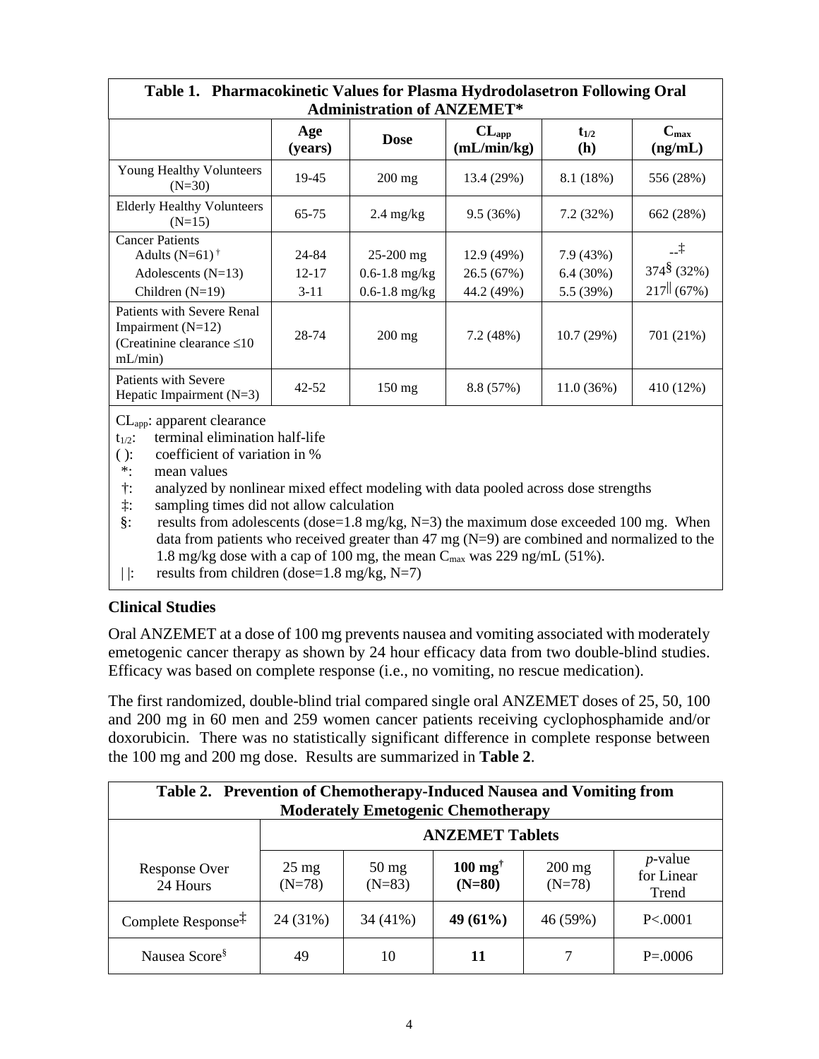**Table 1. Pharmacokinetic Values for Plasma Hydrodolasetron Following Oral Administration of ANZEMET***

| | Age (years) | Dose | $CL_{app}$ (mL/min/kg) | $t_{1/2}$ (h) | $C_{max}$ (ng/mL) |
|---|---|---|---|---|---|
| Young Healthy Volunteers (N=30) | 19-45 | 200 mg | 13.4 (29%) | 8.1 (18%) | 556 (28%) |
| Elderly Healthy Volunteers (N=15) | 65-75 | 2.4 mg/kg | 9.5 (36%) | 7.2 (32%) | 662 (28%) |
| Cancer Patients | | | | | |
| Adults (N=61) † | 24-84 | 25-200 mg | 12.9 (49%) | 7.9 (43%) | --‡ |
| Adolescents (N=13) | 12-17 | 0.6-1.8 mg/kg | 26.5 (67%) | 6.4 (30%) | 374§ (32%) |
| Children (N=19) | 3-11 | 0.6-1.8 mg/kg | 44.2 (49%) | 5.5 (39%) | 217‖ (67%) |
| Patients with Severe Renal Impairment (N=12) (Creatinine clearance ≤10 mL/min) | 28-74 | 200 mg | 7.2 (48%) | 10.7 (29%) | 701 (21%) |
| Patients with Severe Hepatic Impairment (N=3) | 42-52 | 150 mg | 8.8 (57%) | 11.0 (36%) | 410 (12%) |

$CL_{app}$: apparent clearance
$t_{1/2}$: terminal elimination half-life
( ): coefficient of variation in %
*: mean values
†: analyzed by nonlinear mixed effect modeling with data pooled across dose strengths
‡: sampling times did not allow calculation
§: results from adolescents (dose=1.8 mg/kg, N=3) the maximum dose exceeded 100 mg. When data from patients who received greater than 47 mg (N=9) are combined and normalized to the 1.8 mg/kg dose with a cap of 100 mg, the mean $C_{max}$ was 229 ng/mL (51%).
| |: results from children (dose=1.8 mg/kg, N=7)

## Clinical Studies

Oral ANZEMET at a dose of 100 mg prevents nausea and vomiting associated with moderately emetogenic cancer therapy as shown by 24 hour efficacy data from two double-blind studies. Efficacy was based on complete response (i.e., no vomiting, no rescue medication).

The first randomized, double-blind trial compared single oral ANZEMET doses of 25, 50, 100 and 200 mg in 60 men and 259 women cancer patients receiving cyclophosphamide and/or doxorubicin. There was no statistically significant difference in complete response between the 100 mg and 200 mg dose. Results are summarized in **Table 2**.

**Table 2. Prevention of Chemotherapy-Induced Nausea and Vomiting from Moderately Emetogenic Chemotherapy**

| | ANZEMET Tablets | | | | |
|---|---|---|---|---|---|
| Response Over 24 Hours | 25 mg (N=78) | 50 mg (N=83) | **100 mg† (N=80)** | 200 mg (N=78) | *p*-value for Linear Trend |
| Complete Response‡ | 24 (31%) | 34 (41%) | **49 (61%)** | 46 (59%) | P<.0001 |
| Nausea Score§ | 49 | 10 | **11** | 7 | P=.0006 |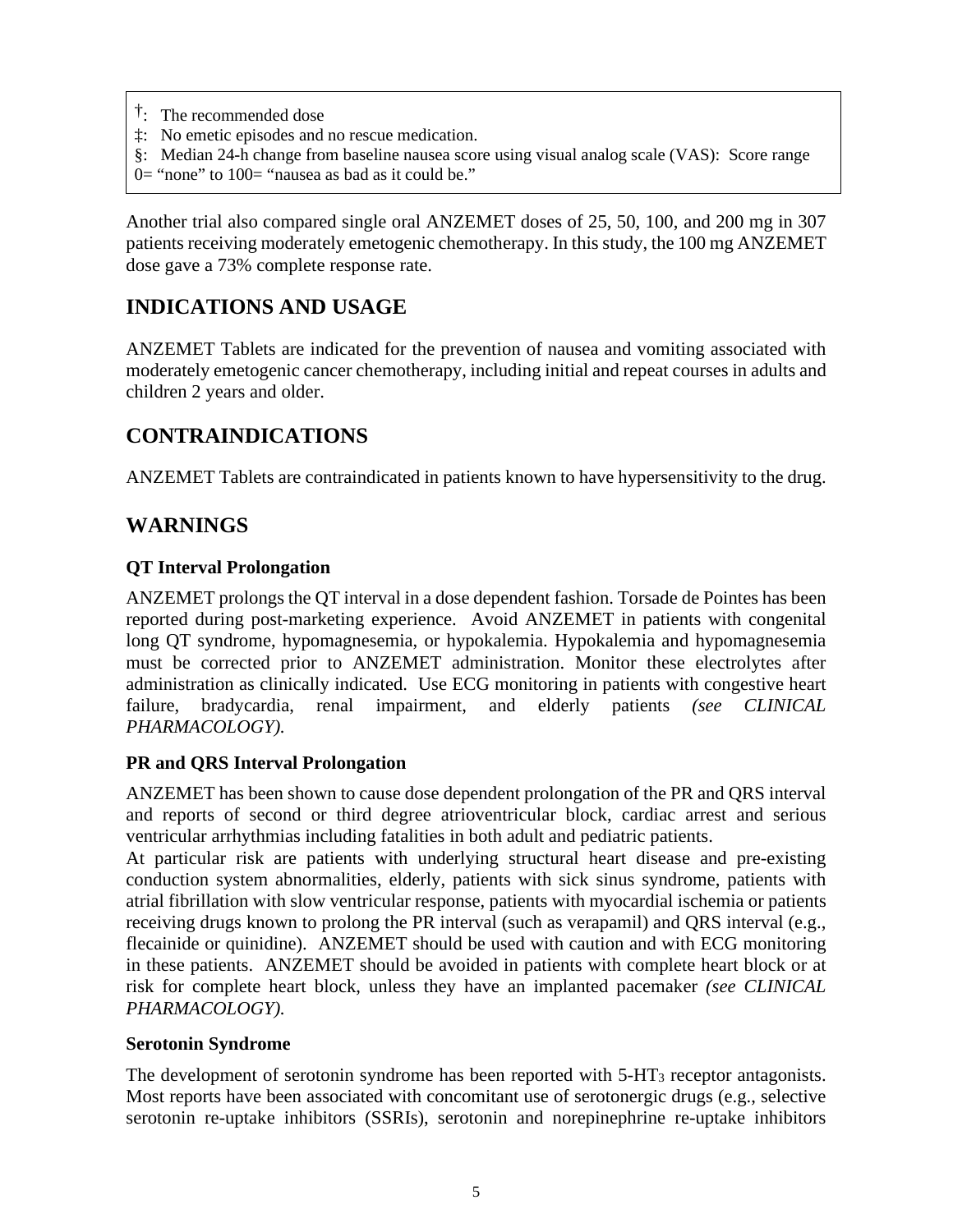†: The recommended dose

‡: No emetic episodes and no rescue medication.

§: Median 24-h change from baseline nausea score using visual analog scale (VAS): Score range 0= "none" to 100= "nausea as bad as it could be."

Another trial also compared single oral ANZEMET doses of 25, 50, 100, and 200 mg in 307 patients receiving moderately emetogenic chemotherapy. In this study, the 100 mg ANZEMET dose gave a 73% complete response rate.

## INDICATIONS AND USAGE

ANZEMET Tablets are indicated for the prevention of nausea and vomiting associated with moderately emetogenic cancer chemotherapy, including initial and repeat courses in adults and children 2 years and older.

## CONTRAINDICATIONS

ANZEMET Tablets are contraindicated in patients known to have hypersensitivity to the drug.

## WARNINGS

### QT Interval Prolongation

ANZEMET prolongs the QT interval in a dose dependent fashion. Torsade de Pointes has been reported during post-marketing experience. Avoid ANZEMET in patients with congenital long QT syndrome, hypomagnesemia, or hypokalemia. Hypokalemia and hypomagnesemia must be corrected prior to ANZEMET administration. Monitor these electrolytes after administration as clinically indicated. Use ECG monitoring in patients with congestive heart failure, bradycardia, renal impairment, and elderly patients *(see CLINICAL PHARMACOLOGY).*

### PR and QRS Interval Prolongation

ANZEMET has been shown to cause dose dependent prolongation of the PR and QRS interval and reports of second or third degree atrioventricular block, cardiac arrest and serious ventricular arrhythmias including fatalities in both adult and pediatric patients.

At particular risk are patients with underlying structural heart disease and pre-existing conduction system abnormalities, elderly, patients with sick sinus syndrome, patients with atrial fibrillation with slow ventricular response, patients with myocardial ischemia or patients receiving drugs known to prolong the PR interval (such as verapamil) and QRS interval (e.g., flecainide or quinidine). ANZEMET should be used with caution and with ECG monitoring in these patients. ANZEMET should be avoided in patients with complete heart block or at risk for complete heart block, unless they have an implanted pacemaker *(see CLINICAL PHARMACOLOGY).*

### Serotonin Syndrome

The development of serotonin syndrome has been reported with 5-$HT_3$ receptor antagonists. Most reports have been associated with concomitant use of serotonergic drugs (e.g., selective serotonin re-uptake inhibitors (SSRIs), serotonin and norepinephrine re-uptake inhibitors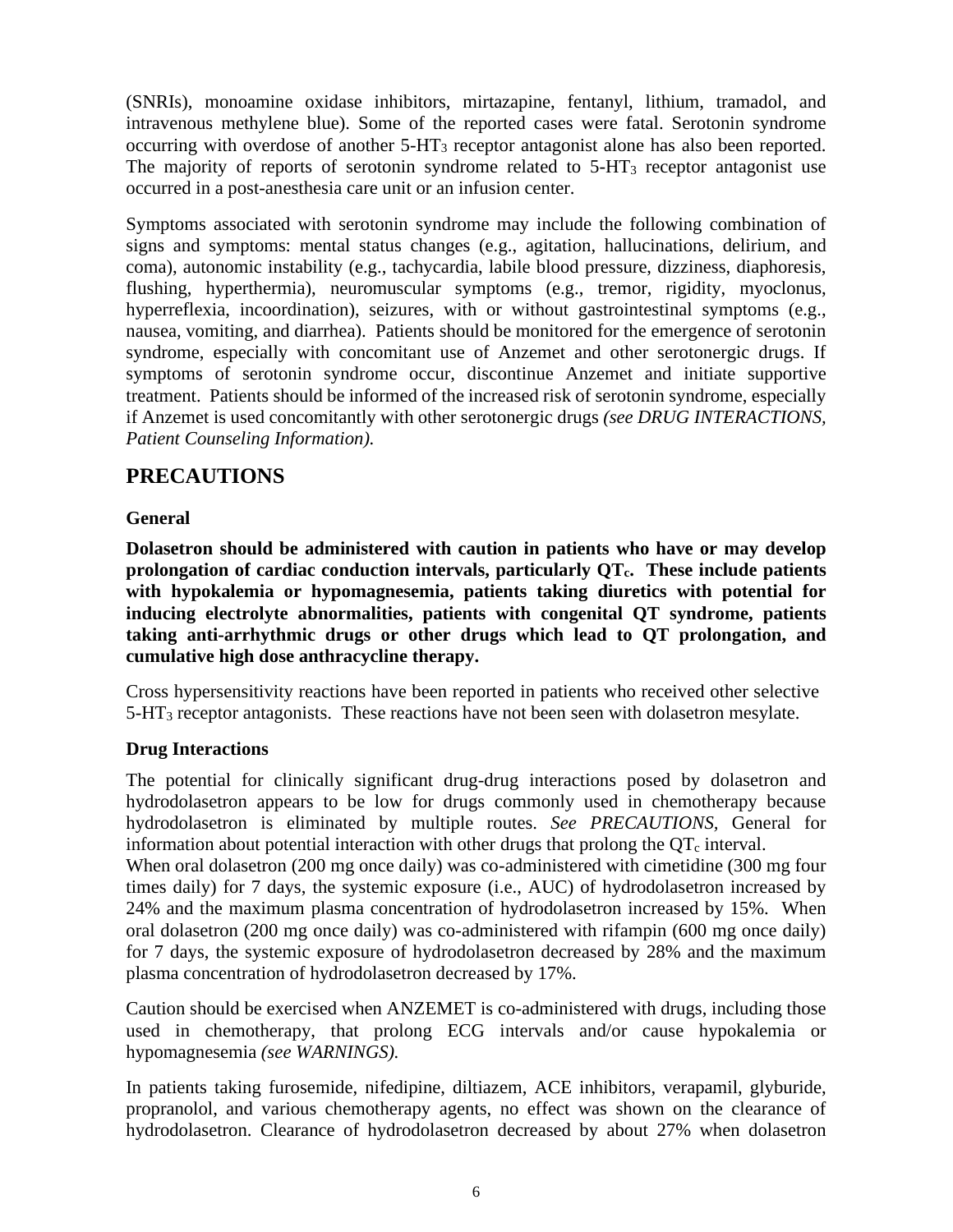(SNRIs), monoamine oxidase inhibitors, mirtazapine, fentanyl, lithium, tramadol, and intravenous methylene blue). Some of the reported cases were fatal. Serotonin syndrome occurring with overdose of another 5-$HT_3$ receptor antagonist alone has also been reported. The majority of reports of serotonin syndrome related to 5-$HT_3$ receptor antagonist use occurred in a post-anesthesia care unit or an infusion center.

Symptoms associated with serotonin syndrome may include the following combination of signs and symptoms: mental status changes (e.g., agitation, hallucinations, delirium, and coma), autonomic instability (e.g., tachycardia, labile blood pressure, dizziness, diaphoresis, flushing, hyperthermia), neuromuscular symptoms (e.g., tremor, rigidity, myoclonus, hyperreflexia, incoordination), seizures, with or without gastrointestinal symptoms (e.g., nausea, vomiting, and diarrhea). Patients should be monitored for the emergence of serotonin syndrome, especially with concomitant use of Anzemet and other serotonergic drugs. If symptoms of serotonin syndrome occur, discontinue Anzemet and initiate supportive treatment. Patients should be informed of the increased risk of serotonin syndrome, especially if Anzemet is used concomitantly with other serotonergic drugs *(see DRUG INTERACTIONS, Patient Counseling Information).*

## PRECAUTIONS

### General

**Dolasetron should be administered with caution in patients who have or may develop prolongation of cardiac conduction intervals, particularly $QT_c$. These include patients with hypokalemia or hypomagnesemia, patients taking diuretics with potential for inducing electrolyte abnormalities, patients with congenital QT syndrome, patients taking anti-arrhythmic drugs or other drugs which lead to QT prolongation, and cumulative high dose anthracycline therapy.**

Cross hypersensitivity reactions have been reported in patients who received other selective 5-$HT_3$ receptor antagonists. These reactions have not been seen with dolasetron mesylate.

### Drug Interactions

The potential for clinically significant drug-drug interactions posed by dolasetron and hydrodolasetron appears to be low for drugs commonly used in chemotherapy because hydrodolasetron is eliminated by multiple routes. *See PRECAUTIONS,* General for information about potential interaction with other drugs that prolong the $QT_c$ interval.
When oral dolasetron (200 mg once daily) was co-administered with cimetidine (300 mg four times daily) for 7 days, the systemic exposure (i.e., AUC) of hydrodolasetron increased by 24% and the maximum plasma concentration of hydrodolasetron increased by 15%. When oral dolasetron (200 mg once daily) was co-administered with rifampin (600 mg once daily) for 7 days, the systemic exposure of hydrodolasetron decreased by 28% and the maximum plasma concentration of hydrodolasetron decreased by 17%.

Caution should be exercised when ANZEMET is co-administered with drugs, including those used in chemotherapy, that prolong ECG intervals and/or cause hypokalemia or hypomagnesemia *(see WARNINGS).*

In patients taking furosemide, nifedipine, diltiazem, ACE inhibitors, verapamil, glyburide, propranolol, and various chemotherapy agents, no effect was shown on the clearance of hydrodolasetron. Clearance of hydrodolasetron decreased by about 27% when dolasetron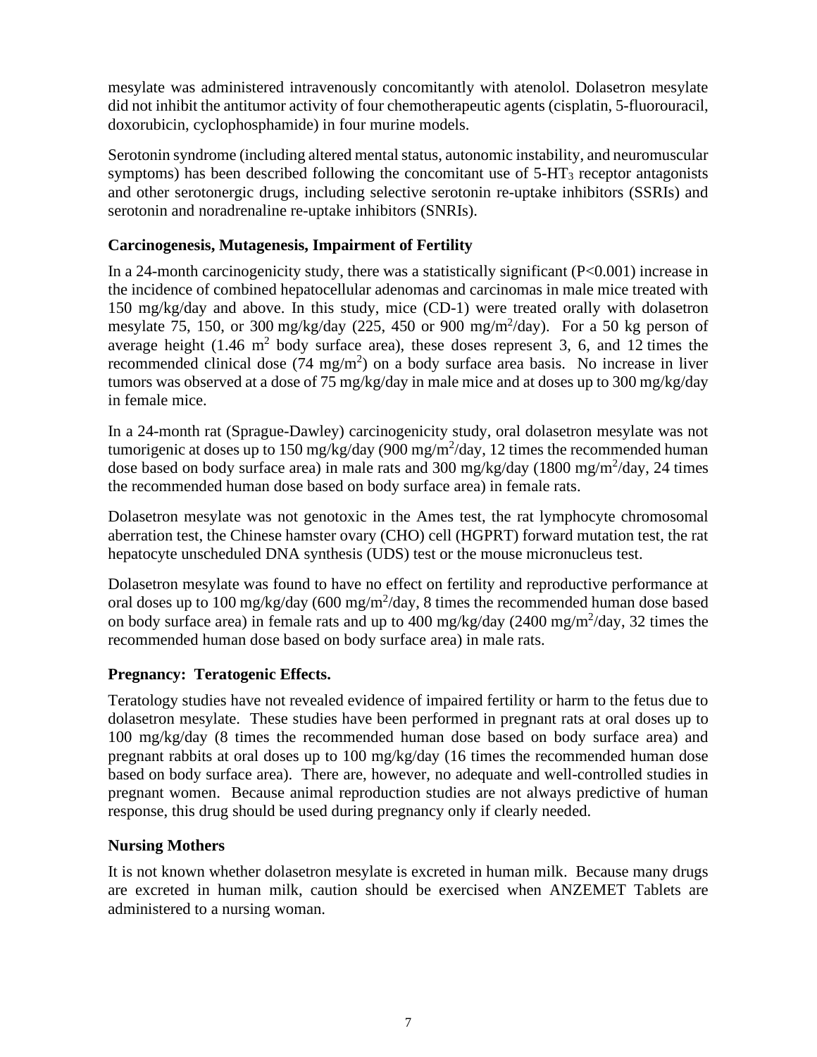mesylate was administered intravenously concomitantly with atenolol. Dolasetron mesylate did not inhibit the antitumor activity of four chemotherapeutic agents (cisplatin, 5-fluorouracil, doxorubicin, cyclophosphamide) in four murine models.

Serotonin syndrome (including altered mental status, autonomic instability, and neuromuscular symptoms) has been described following the concomitant use of 5-$HT_3$ receptor antagonists and other serotonergic drugs, including selective serotonin re-uptake inhibitors (SSRIs) and serotonin and noradrenaline re-uptake inhibitors (SNRIs).

### Carcinogenesis, Mutagenesis, Impairment of Fertility

In a 24-month carcinogenicity study, there was a statistically significant ($P<0.001$) increase in the incidence of combined hepatocellular adenomas and carcinomas in male mice treated with 150 mg/kg/day and above. In this study, mice (CD-1) were treated orally with dolasetron mesylate 75, 150, or 300 mg/kg/day (225, 450 or 900 mg/$m^2$/day). For a 50 kg person of average height (1.46 $m^2$ body surface area), these doses represent 3, 6, and 12 times the recommended clinical dose (74 mg/$m^2$) on a body surface area basis. No increase in liver tumors was observed at a dose of 75 mg/kg/day in male mice and at doses up to 300 mg/kg/day in female mice.

In a 24-month rat (Sprague-Dawley) carcinogenicity study, oral dolasetron mesylate was not tumorigenic at doses up to 150 mg/kg/day (900 mg/$m^2$/day, 12 times the recommended human dose based on body surface area) in male rats and 300 mg/kg/day (1800 mg/$m^2$/day, 24 times the recommended human dose based on body surface area) in female rats.

Dolasetron mesylate was not genotoxic in the Ames test, the rat lymphocyte chromosomal aberration test, the Chinese hamster ovary (CHO) cell (HGPRT) forward mutation test, the rat hepatocyte unscheduled DNA synthesis (UDS) test or the mouse micronucleus test.

Dolasetron mesylate was found to have no effect on fertility and reproductive performance at oral doses up to 100 mg/kg/day (600 mg/$m^2$/day, 8 times the recommended human dose based on body surface area) in female rats and up to 400 mg/kg/day (2400 mg/$m^2$/day, 32 times the recommended human dose based on body surface area) in male rats.

### Pregnancy: Teratogenic Effects.

Teratology studies have not revealed evidence of impaired fertility or harm to the fetus due to dolasetron mesylate. These studies have been performed in pregnant rats at oral doses up to 100 mg/kg/day (8 times the recommended human dose based on body surface area) and pregnant rabbits at oral doses up to 100 mg/kg/day (16 times the recommended human dose based on body surface area). There are, however, no adequate and well-controlled studies in pregnant women. Because animal reproduction studies are not always predictive of human response, this drug should be used during pregnancy only if clearly needed.

### Nursing Mothers

It is not known whether dolasetron mesylate is excreted in human milk. Because many drugs are excreted in human milk, caution should be exercised when ANZEMET Tablets are administered to a nursing woman.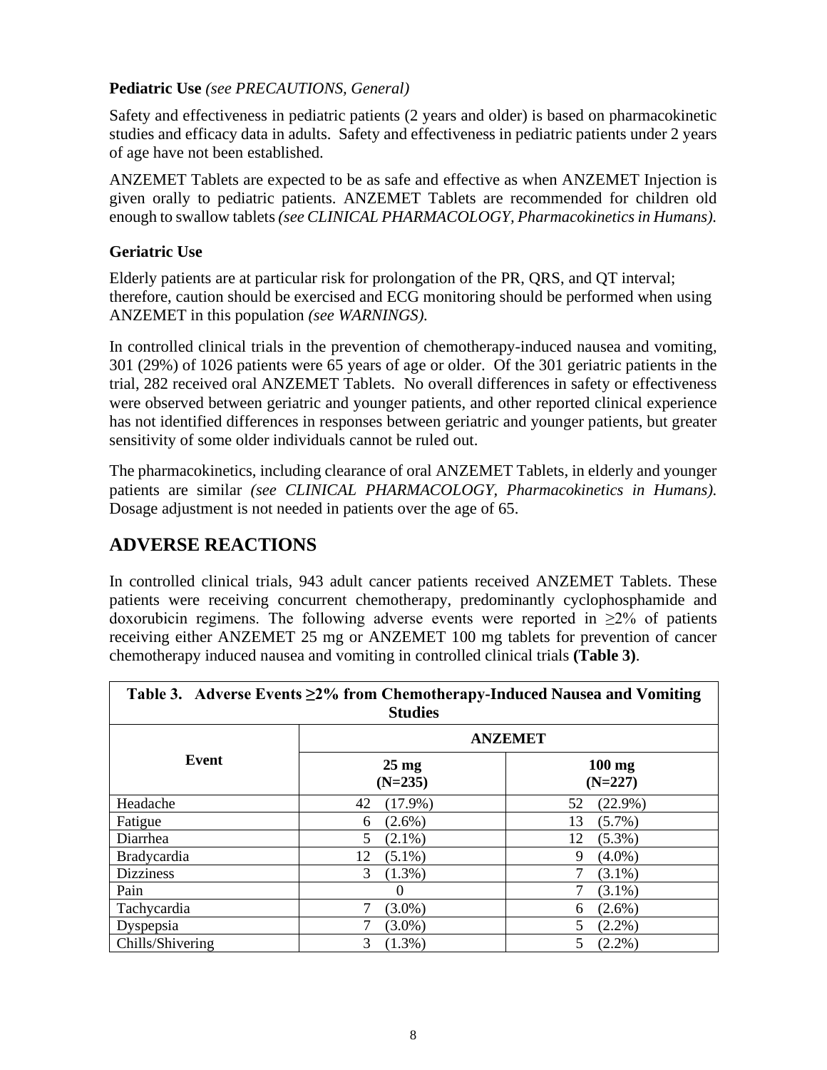**Pediatric Use** *(see PRECAUTIONS, General)*

Safety and effectiveness in pediatric patients (2 years and older) is based on pharmacokinetic studies and efficacy data in adults. Safety and effectiveness in pediatric patients under 2 years of age have not been established.

ANZEMET Tablets are expected to be as safe and effective as when ANZEMET Injection is given orally to pediatric patients. ANZEMET Tablets are recommended for children old enough to swallow tablets *(see CLINICAL PHARMACOLOGY, Pharmacokinetics in Humans).*

**Geriatric Use**

Elderly patients are at particular risk for prolongation of the PR, QRS, and QT interval; therefore, caution should be exercised and ECG monitoring should be performed when using ANZEMET in this population *(see WARNINGS).*

In controlled clinical trials in the prevention of chemotherapy-induced nausea and vomiting, 301 (29%) of 1026 patients were 65 years of age or older. Of the 301 geriatric patients in the trial, 282 received oral ANZEMET Tablets. No overall differences in safety or effectiveness were observed between geriatric and younger patients, and other reported clinical experience has not identified differences in responses between geriatric and younger patients, but greater sensitivity of some older individuals cannot be ruled out.

The pharmacokinetics, including clearance of oral ANZEMET Tablets, in elderly and younger patients are similar *(see CLINICAL PHARMACOLOGY, Pharmacokinetics in Humans).* Dosage adjustment is not needed in patients over the age of 65.

## ADVERSE REACTIONS

In controlled clinical trials, 943 adult cancer patients received ANZEMET Tablets. These patients were receiving concurrent chemotherapy, predominantly cyclophosphamide and doxorubicin regimens. The following adverse events were reported in ≥2% of patients receiving either ANZEMET 25 mg or ANZEMET 100 mg tablets for prevention of cancer chemotherapy induced nausea and vomiting in controlled clinical trials **(Table 3)**.

**Table 3. Adverse Events ≥2% from Chemotherapy-Induced Nausea and Vomiting Studies**

| Event | ANZEMET | |
|---|---|---|
| | **25 mg (N=235)** | **100 mg (N=227)** |
| Headache | 42 (17.9%) | 52 (22.9%) |
| Fatigue | 6 (2.6%) | 13 (5.7%) |
| Diarrhea | 5 (2.1%) | 12 (5.3%) |
| Bradycardia | 12 (5.1%) | 9 (4.0%) |
| Dizziness | 3 (1.3%) | 7 (3.1%) |
| Pain | 0 | 7 (3.1%) |
| Tachycardia | 7 (3.0%) | 6 (2.6%) |
| Dyspepsia | 7 (3.0%) | 5 (2.2%) |
| Chills/Shivering | 3 (1.3%) | 5 (2.2%) |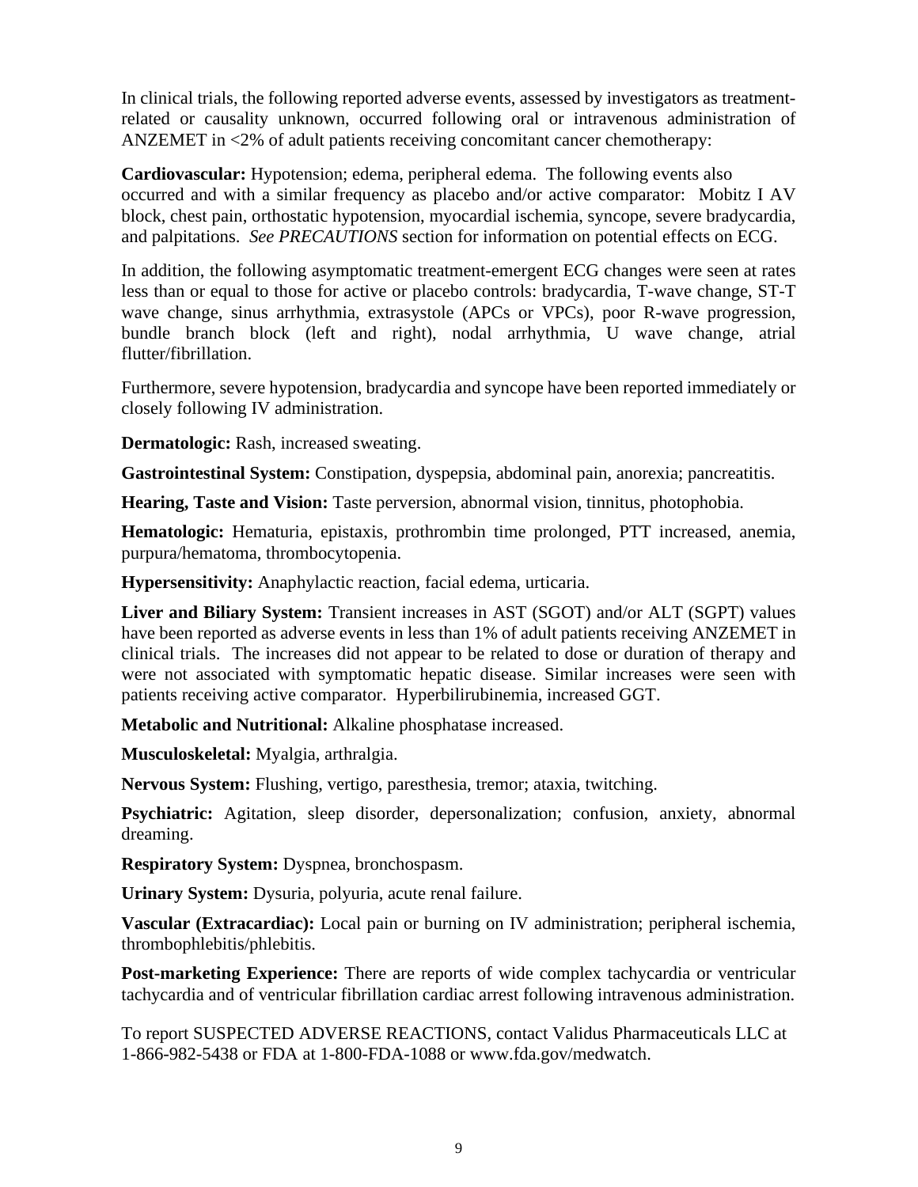In clinical trials, the following reported adverse events, assessed by investigators as treatment-related or causality unknown, occurred following oral or intravenous administration of ANZEMET in <2% of adult patients receiving concomitant cancer chemotherapy:

**Cardiovascular:** Hypotension; edema, peripheral edema. The following events also occurred and with a similar frequency as placebo and/or active comparator: Mobitz I AV block, chest pain, orthostatic hypotension, myocardial ischemia, syncope, severe bradycardia, and palpitations. *See PRECAUTIONS* section for information on potential effects on ECG.

In addition, the following asymptomatic treatment-emergent ECG changes were seen at rates less than or equal to those for active or placebo controls: bradycardia, T-wave change, ST-T wave change, sinus arrhythmia, extrasystole (APCs or VPCs), poor R-wave progression, bundle branch block (left and right), nodal arrhythmia, U wave change, atrial flutter/fibrillation.

Furthermore, severe hypotension, bradycardia and syncope have been reported immediately or closely following IV administration.

**Dermatologic:** Rash, increased sweating.

**Gastrointestinal System:** Constipation, dyspepsia, abdominal pain, anorexia; pancreatitis.

**Hearing, Taste and Vision:** Taste perversion, abnormal vision, tinnitus, photophobia.

**Hematologic:** Hematuria, epistaxis, prothrombin time prolonged, PTT increased, anemia, purpura/hematoma, thrombocytopenia.

**Hypersensitivity:** Anaphylactic reaction, facial edema, urticaria.

**Liver and Biliary System:** Transient increases in AST (SGOT) and/or ALT (SGPT) values have been reported as adverse events in less than 1% of adult patients receiving ANZEMET in clinical trials. The increases did not appear to be related to dose or duration of therapy and were not associated with symptomatic hepatic disease. Similar increases were seen with patients receiving active comparator. Hyperbilirubinemia, increased GGT.

**Metabolic and Nutritional:** Alkaline phosphatase increased.

**Musculoskeletal:** Myalgia, arthralgia.

**Nervous System:** Flushing, vertigo, paresthesia, tremor; ataxia, twitching.

**Psychiatric:** Agitation, sleep disorder, depersonalization; confusion, anxiety, abnormal dreaming.

**Respiratory System:** Dyspnea, bronchospasm.

**Urinary System:** Dysuria, polyuria, acute renal failure.

**Vascular (Extracardiac):** Local pain or burning on IV administration; peripheral ischemia, thrombophlebitis/phlebitis.

**Post-marketing Experience:** There are reports of wide complex tachycardia or ventricular tachycardia and of ventricular fibrillation cardiac arrest following intravenous administration.

To report SUSPECTED ADVERSE REACTIONS, contact Validus Pharmaceuticals LLC at 1-866-982-5438 or FDA at 1-800-FDA-1088 or www.fda.gov/medwatch.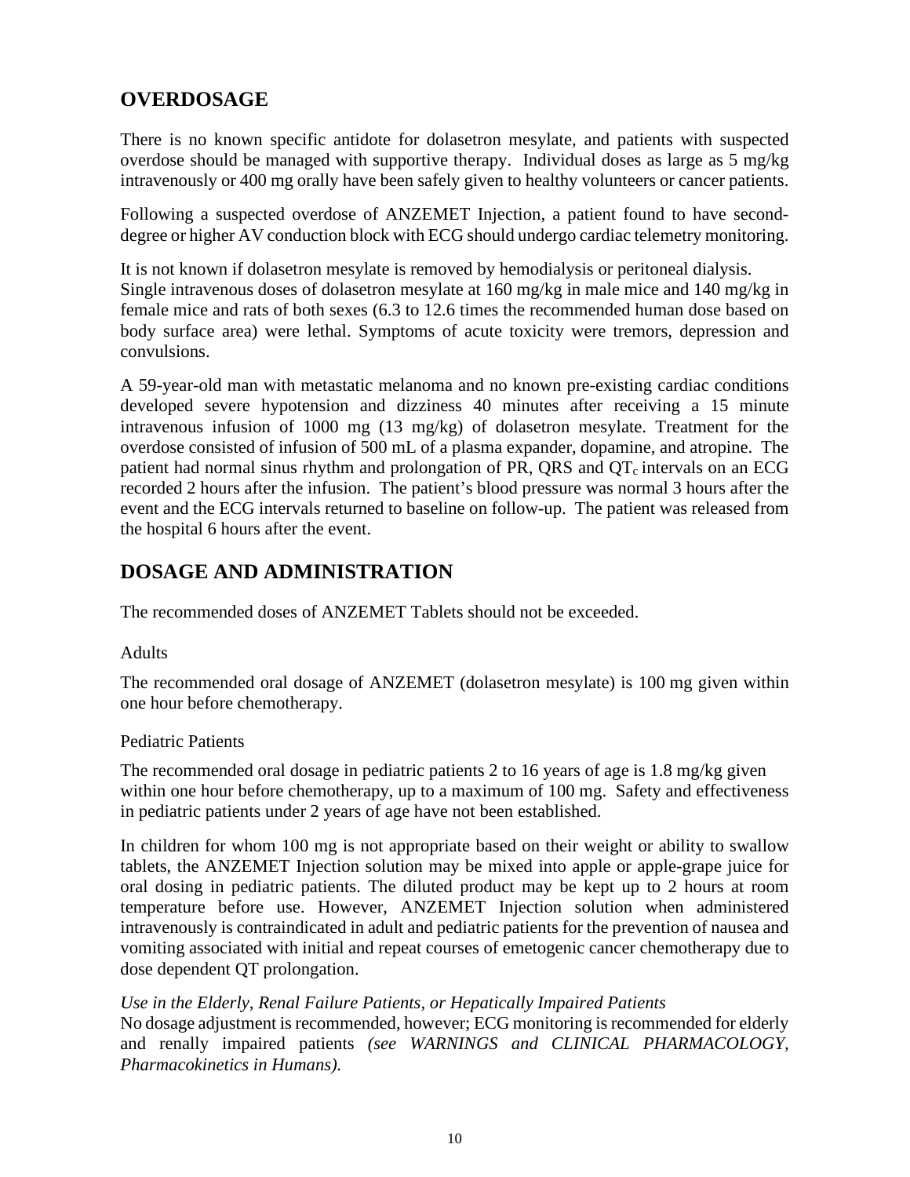## OVERDOSAGE

There is no known specific antidote for dolasetron mesylate, and patients with suspected overdose should be managed with supportive therapy. Individual doses as large as 5 mg/kg intravenously or 400 mg orally have been safely given to healthy volunteers or cancer patients.

Following a suspected overdose of ANZEMET Injection, a patient found to have second-degree or higher AV conduction block with ECG should undergo cardiac telemetry monitoring.

It is not known if dolasetron mesylate is removed by hemodialysis or peritoneal dialysis. Single intravenous doses of dolasetron mesylate at 160 mg/kg in male mice and 140 mg/kg in female mice and rats of both sexes (6.3 to 12.6 times the recommended human dose based on body surface area) were lethal. Symptoms of acute toxicity were tremors, depression and convulsions.

A 59-year-old man with metastatic melanoma and no known pre-existing cardiac conditions developed severe hypotension and dizziness 40 minutes after receiving a 15 minute intravenous infusion of 1000 mg (13 mg/kg) of dolasetron mesylate. Treatment for the overdose consisted of infusion of 500 mL of a plasma expander, dopamine, and atropine. The patient had normal sinus rhythm and prolongation of PR, QRS and $QT_c$ intervals on an ECG recorded 2 hours after the infusion. The patient's blood pressure was normal 3 hours after the event and the ECG intervals returned to baseline on follow-up. The patient was released from the hospital 6 hours after the event.

## DOSAGE AND ADMINISTRATION

The recommended doses of ANZEMET Tablets should not be exceeded.

Adults

The recommended oral dosage of ANZEMET (dolasetron mesylate) is 100 mg given within one hour before chemotherapy.

Pediatric Patients

The recommended oral dosage in pediatric patients 2 to 16 years of age is 1.8 mg/kg given within one hour before chemotherapy, up to a maximum of 100 mg. Safety and effectiveness in pediatric patients under 2 years of age have not been established.

In children for whom 100 mg is not appropriate based on their weight or ability to swallow tablets, the ANZEMET Injection solution may be mixed into apple or apple-grape juice for oral dosing in pediatric patients. The diluted product may be kept up to 2 hours at room temperature before use. However, ANZEMET Injection solution when administered intravenously is contraindicated in adult and pediatric patients for the prevention of nausea and vomiting associated with initial and repeat courses of emetogenic cancer chemotherapy due to dose dependent QT prolongation.

*Use in the Elderly, Renal Failure Patients, or Hepatically Impaired Patients*
No dosage adjustment is recommended, however; ECG monitoring is recommended for elderly and renally impaired patients *(see WARNINGS and CLINICAL PHARMACOLOGY, Pharmacokinetics in Humans).*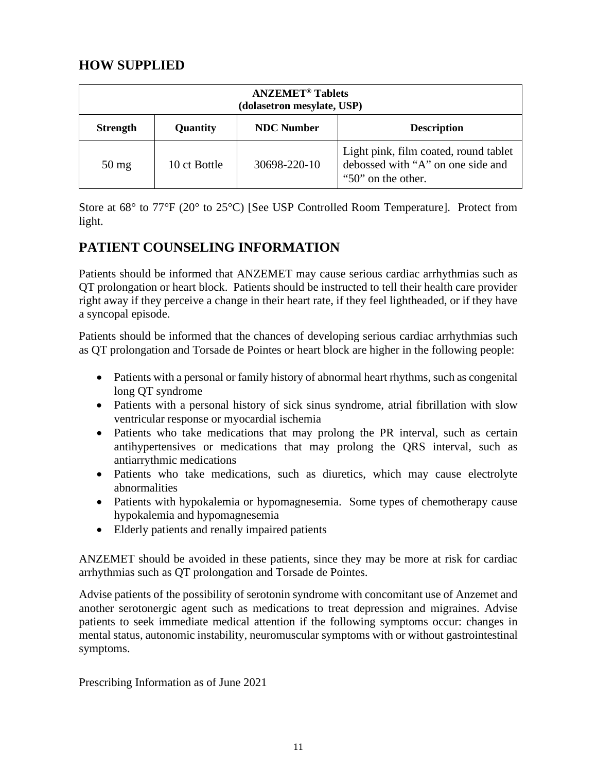## HOW SUPPLIED

| ANZEMET® Tablets (dolasetron mesylate, USP) | | | |
|---|---|---|---|
| **Strength** | **Quantity** | **NDC Number** | **Description** |
| 50 mg | 10 ct Bottle | 30698-220-10 | Light pink, film coated, round tablet debossed with “A” on one side and “50” on the other. |

Store at 68° to 77°F (20° to 25°C) [See USP Controlled Room Temperature]. Protect from light.

## PATIENT COUNSELING INFORMATION

Patients should be informed that ANZEMET may cause serious cardiac arrhythmias such as QT prolongation or heart block. Patients should be instructed to tell their health care provider right away if they perceive a change in their heart rate, if they feel lightheaded, or if they have a syncopal episode.

Patients should be informed that the chances of developing serious cardiac arrhythmias such as QT prolongation and Torsade de Pointes or heart block are higher in the following people:

- Patients with a personal or family history of abnormal heart rhythms, such as congenital long QT syndrome
- Patients with a personal history of sick sinus syndrome, atrial fibrillation with slow ventricular response or myocardial ischemia
- Patients who take medications that may prolong the PR interval, such as certain antihypertensives or medications that may prolong the QRS interval, such as antiarrythmic medications
- Patients who take medications, such as diuretics, which may cause electrolyte abnormalities
- Patients with hypokalemia or hypomagnesemia. Some types of chemotherapy cause hypokalemia and hypomagnesemia
- Elderly patients and renally impaired patients

ANZEMET should be avoided in these patients, since they may be more at risk for cardiac arrhythmias such as QT prolongation and Torsade de Pointes.

Advise patients of the possibility of serotonin syndrome with concomitant use of Anzemet and another serotonergic agent such as medications to treat depression and migraines. Advise patients to seek immediate medical attention if the following symptoms occur: changes in mental status, autonomic instability, neuromuscular symptoms with or without gastrointestinal symptoms.

Prescribing Information as of June 2021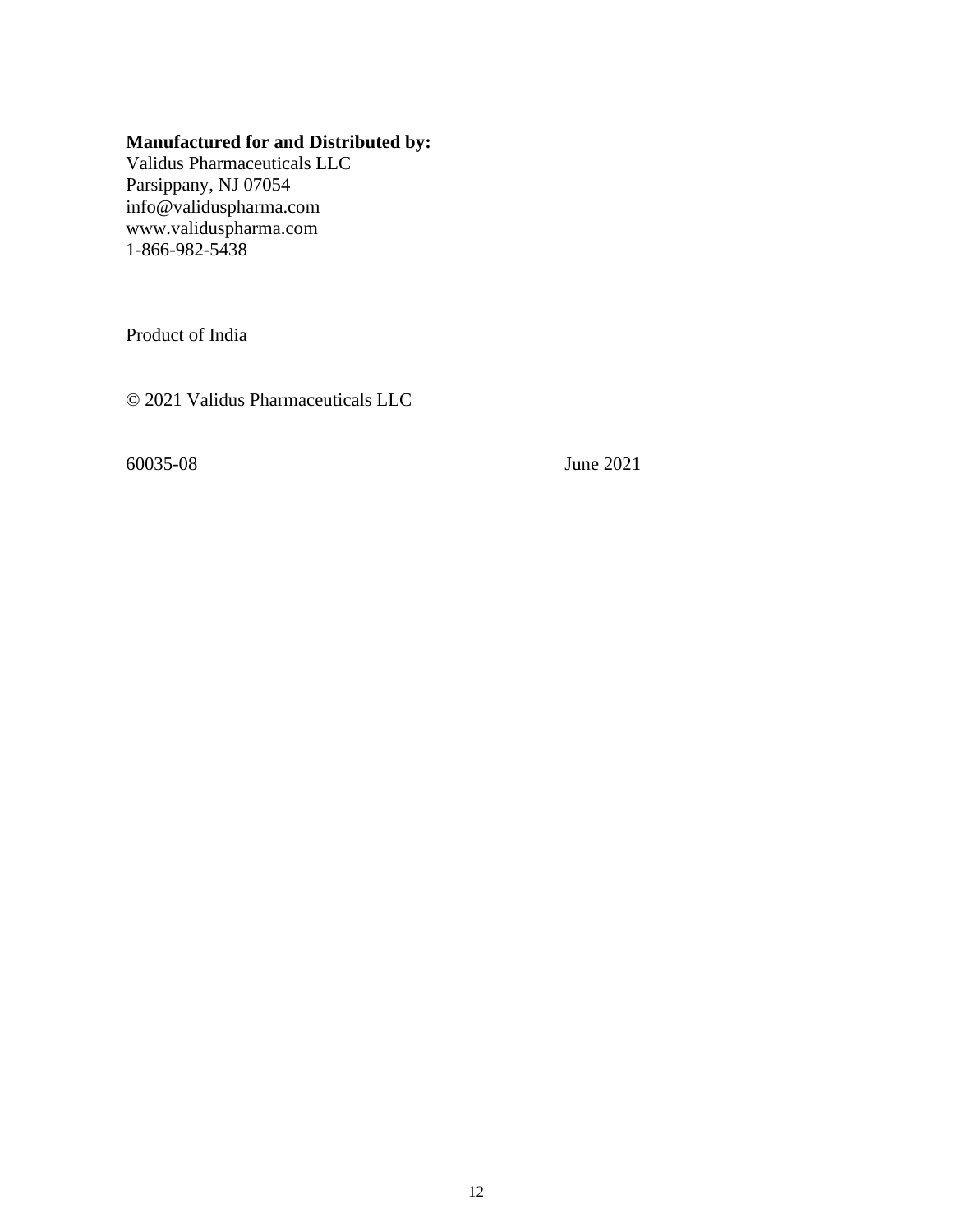**Manufactured for and Distributed by:**
Validus Pharmaceuticals LLC
Parsippany, NJ 07054
info@validuspharma.com
www.validuspharma.com
1-866-982-5438

Product of India

© 2021 Validus Pharmaceuticals LLC

60035-08 June 2021